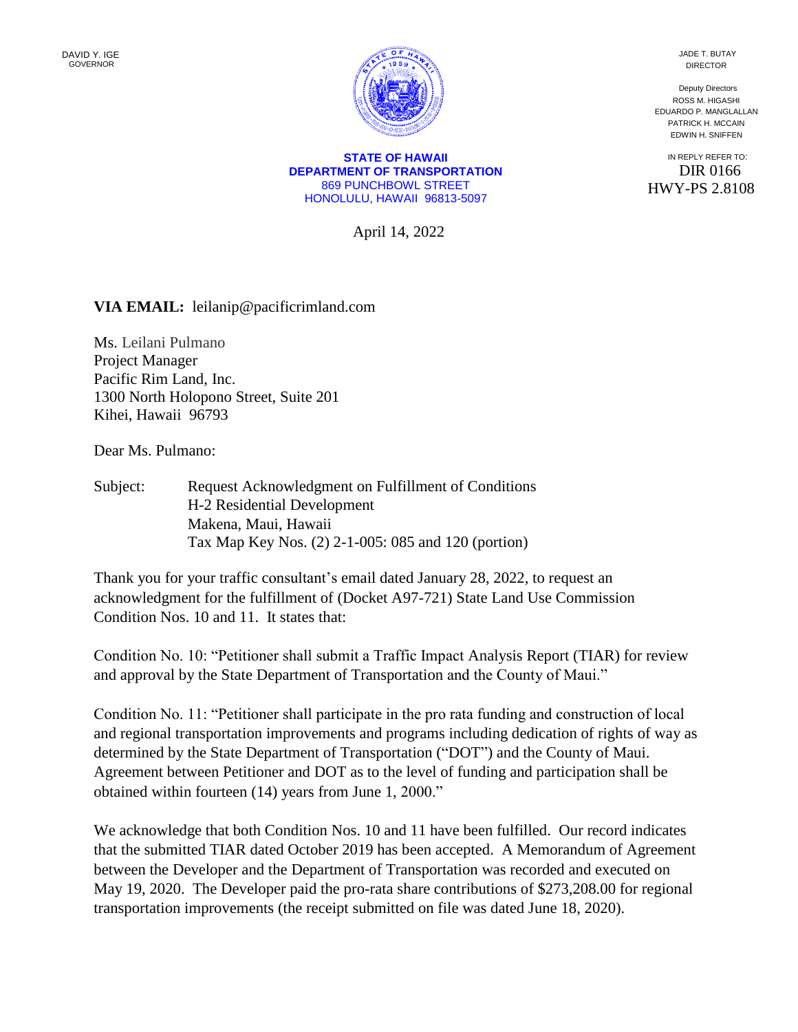DAVID Y. IGE
GOVERNOR

**STATE OF HAWAII**
**DEPARTMENT OF TRANSPORTATION**
869 PUNCHBOWL STREET
HONOLULU, HAWAII 96813-5097

JADE T. BUTAY
DIRECTOR

Deputy Directors
ROSS M. HIGASHI
EDUARDO P. MANGLALLAN
PATRICK H. MCCAIN
EDWIN H. SNIFFEN

IN REPLY REFER TO:
DIR 0166
HWY-PS 2.8108

April 14, 2022

**VIA EMAIL:** leilanip@pacificrimland.com

Ms. Leilani Pulmano
Project Manager
Pacific Rim Land, Inc.
1300 North Holopono Street, Suite 201
Kihei, Hawaii 96793

Dear Ms. Pulmano:

Subject: Request Acknowledgment on Fulfillment of Conditions
H-2 Residential Development
Makena, Maui, Hawaii
Tax Map Key Nos. (2) 2-1-005: 085 and 120 (portion)

Thank you for your traffic consultant's email dated January 28, 2022, to request an acknowledgment for the fulfillment of (Docket A97-721) State Land Use Commission Condition Nos. 10 and 11. It states that:

Condition No. 10: "Petitioner shall submit a Traffic Impact Analysis Report (TIAR) for review and approval by the State Department of Transportation and the County of Maui."

Condition No. 11: "Petitioner shall participate in the pro rata funding and construction of local and regional transportation improvements and programs including dedication of rights of way as determined by the State Department of Transportation ("DOT") and the County of Maui. Agreement between Petitioner and DOT as to the level of funding and participation shall be obtained within fourteen (14) years from June 1, 2000."

We acknowledge that both Condition Nos. 10 and 11 have been fulfilled. Our record indicates that the submitted TIAR dated October 2019 has been accepted. A Memorandum of Agreement between the Developer and the Department of Transportation was recorded and executed on May 19, 2020. The Developer paid the pro-rata share contributions of $273,208.00 for regional transportation improvements (the receipt submitted on file was dated June 18, 2020).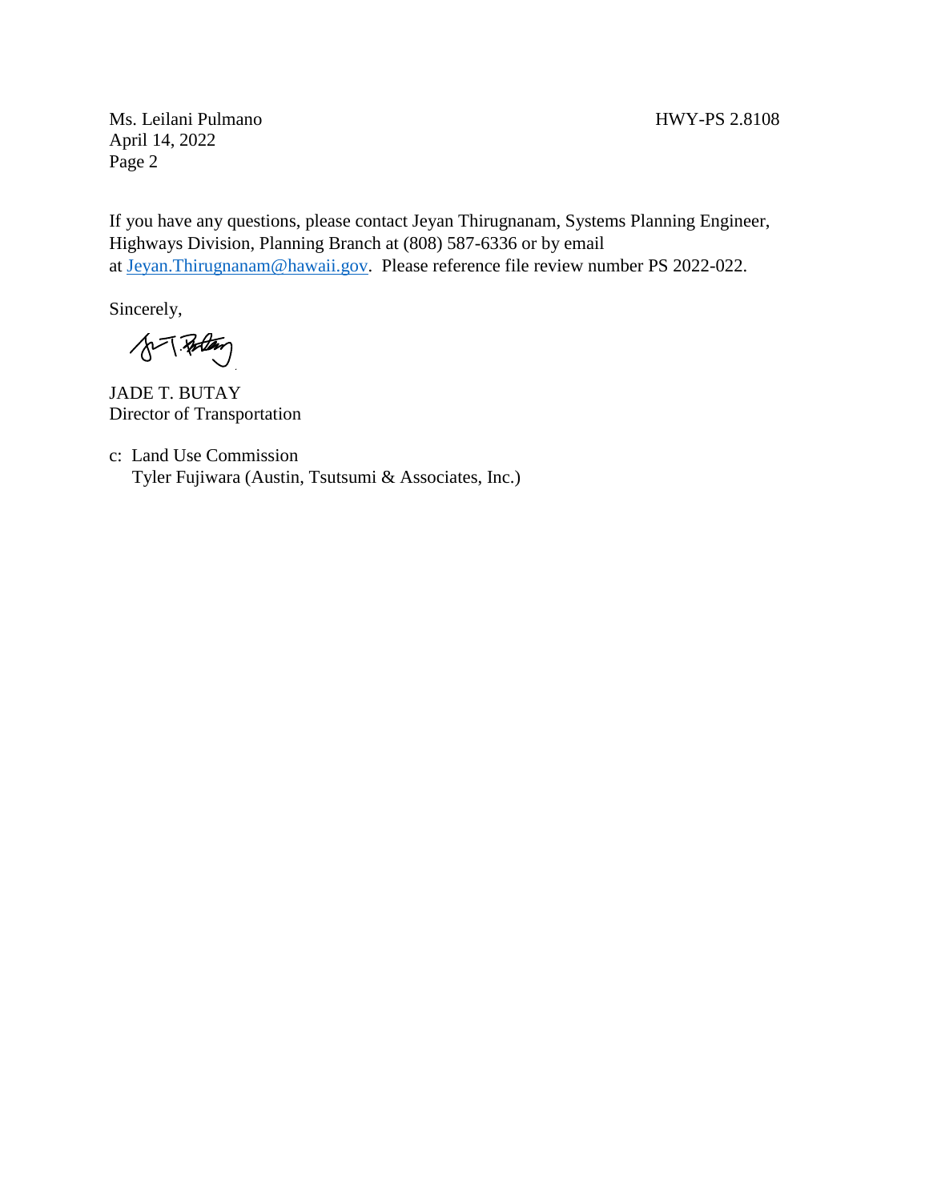Ms. Leilani Pulmano
April 14, 2022

If you have any questions, please contact Jeyan Thirugnanam, Systems Planning Engineer, Highways Division, Planning Branch at (808) 587-6336 or by email at Jeyan.Thirugnanam@hawaii.gov. Please reference file review number PS 2022-022.

Sincerely,

JADE T. BUTAY
Director of Transportation

c: Land Use Commission
Tyler Fujiwara (Austin, Tsutsumi & Associates, Inc.)